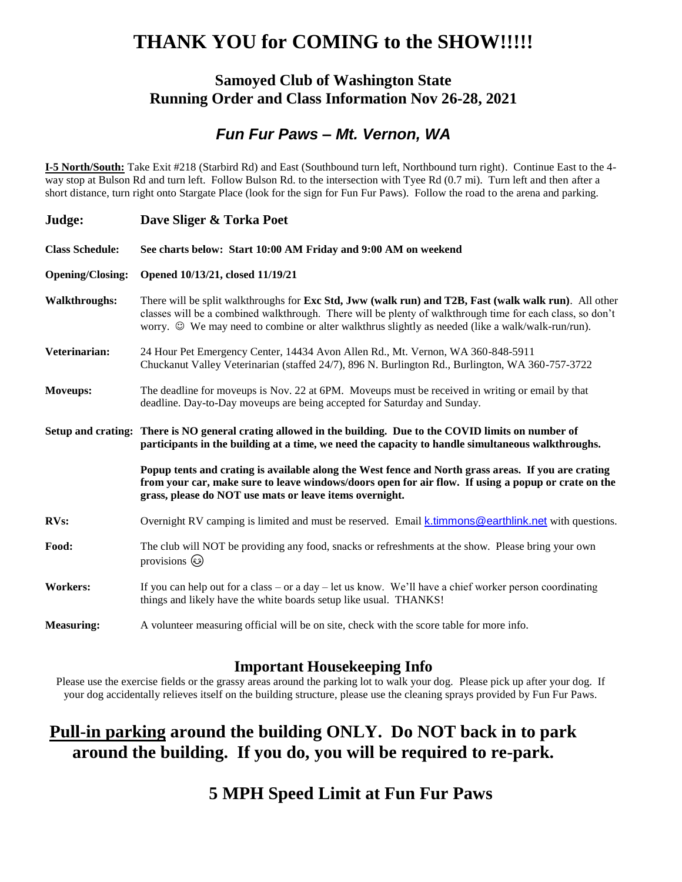# THANK YOU for COMING to the SHOW!!!!!

## Samoyed Club of Washington State
## Running Order and Class Information Nov 26-28, 2021

### *Fun Fur Paws – Mt. Vernon, WA*

**I-5 North/South:** Take Exit #218 (Starbird Rd) and East (Southbound turn left, Northbound turn right). Continue East to the 4-way stop at Bulson Rd and turn left. Follow Bulson Rd. to the intersection with Tyee Rd (0.7 mi). Turn left and then after a short distance, turn right onto Stargate Place (look for the sign for Fun Fur Paws). Follow the road to the arena and parking.

**Judge:** **Dave Sliger & Torka Poet**

**Class Schedule:** **See charts below: Start 10:00 AM Friday and 9:00 AM on weekend**

**Opening/Closing:** **Opened 10/13/21, closed 11/19/21**

**Walkthroughs:** There will be split walkthroughs for **Exc Std, Jww (walk run) and T2B, Fast (walk walk run)**. All other classes will be a combined walkthrough. There will be plenty of walkthrough time for each class, so don't worry. ☺ We may need to combine or alter walkthrus slightly as needed (like a walk/walk-run/run).

**Veterinarian:** 24 Hour Pet Emergency Center, 14434 Avon Allen Rd., Mt. Vernon, WA 360-848-5911
Chuckanut Valley Veterinarian (staffed 24/7), 896 N. Burlington Rd., Burlington, WA 360-757-3722

**Moveups:** The deadline for moveups is Nov. 22 at 6PM. Moveups must be received in writing or email by that deadline. Day-to-Day moveups are being accepted for Saturday and Sunday.

**Setup and crating:** **There is NO general crating allowed in the building. Due to the COVID limits on number of participants in the building at a time, we need the capacity to handle simultaneous walkthroughs.**

**Popup tents and crating is available along the West fence and North grass areas. If you are crating from your car, make sure to leave windows/doors open for air flow. If using a popup or crate on the grass, please do NOT use mats or leave items overnight.**

**RVs:** Overnight RV camping is limited and must be reserved. Email k.timmons@earthlink.net with questions.

**Food:** The club will NOT be providing any food, snacks or refreshments at the show. Please bring your own provisions 😉

**Workers:** If you can help out for a class – or a day – let us know. We'll have a chief worker person coordinating things and likely have the white boards setup like usual. THANKS!

**Measuring:** A volunteer measuring official will be on site, check with the score table for more info.

## Important Housekeeping Info

Please use the exercise fields or the grassy areas around the parking lot to walk your dog. Please pick up after your dog. If your dog accidentally relieves itself on the building structure, please use the cleaning sprays provided by Fun Fur Paws.

## <u>Pull-in parking</u> around the building ONLY. Do NOT back in to park around the building. If you do, you will be required to re-park.

## 5 MPH Speed Limit at Fun Fur Paws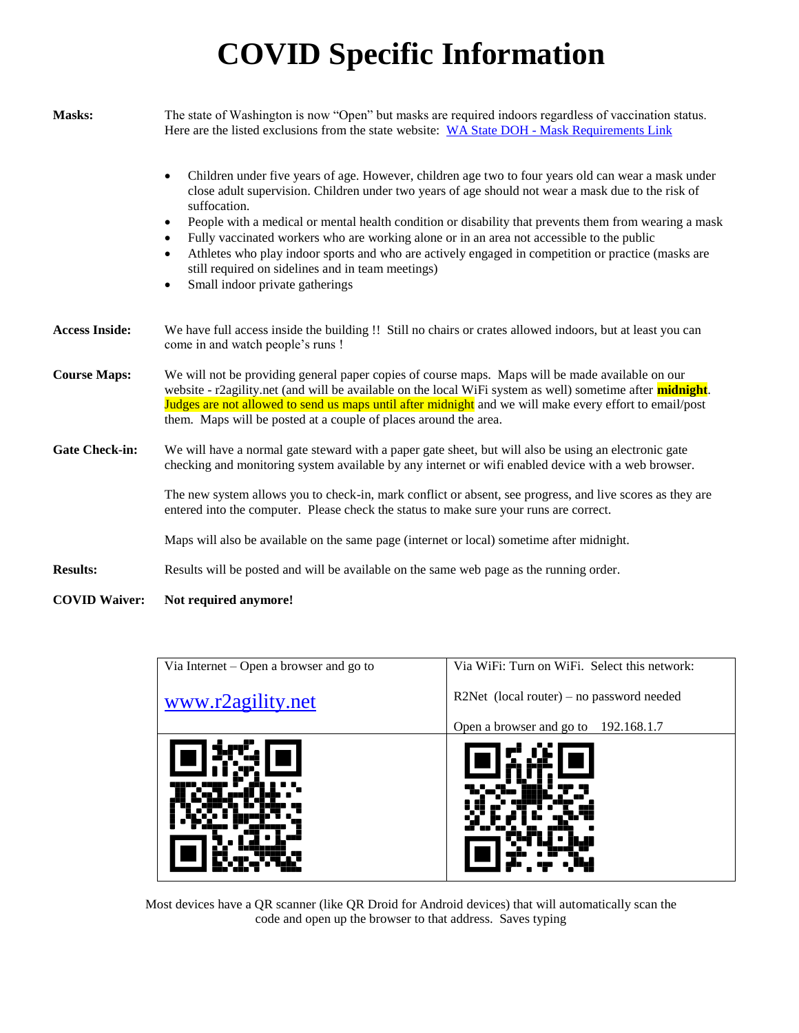# COVID Specific Information

**Masks:** The state of Washington is now "Open" but masks are required indoors regardless of vaccination status. Here are the listed exclusions from the state website: [WA State DOH - Mask Requirements Link]

- Children under five years of age. However, children age two to four years old can wear a mask under close adult supervision. Children under two years of age should not wear a mask due to the risk of suffocation.
- People with a medical or mental health condition or disability that prevents them from wearing a mask
- Fully vaccinated workers who are working alone or in an area not accessible to the public
- Athletes who play indoor sports and who are actively engaged in competition or practice (masks are still required on sidelines and in team meetings)
- Small indoor private gatherings

**Access Inside:** We have full access inside the building !! Still no chairs or crates allowed indoors, but at least you can come in and watch people's runs !

**Course Maps:** We will not be providing general paper copies of course maps. Maps will be made available on our website - r2agility.net (and will be available on the local WiFi system as well) sometime after **midnight**. Judges are not allowed to send us maps until after midnight and we will make every effort to email/post them. Maps will be posted at a couple of places around the area.

**Gate Check-in:** We will have a normal gate steward with a paper gate sheet, but will also be using an electronic gate checking and monitoring system available by any internet or wifi enabled device with a web browser.

The new system allows you to check-in, mark conflict or absent, see progress, and live scores as they are entered into the computer. Please check the status to make sure your runs are correct.

Maps will also be available on the same page (internet or local) sometime after midnight.

**Results:** Results will be posted and will be available on the same web page as the running order.

**COVID Waiver:** **Not required anymore!**

| Via Internet – Open a browser and go to<br><br>www.r2agility.net | Via WiFi: Turn on WiFi. Select this network:<br><br>R2Net (local router) – no password needed<br><br>Open a browser and go to 192.168.1.7 |
|---|---|
| | |

Most devices have a QR scanner (like QR Droid for Android devices) that will automatically scan the code and open up the browser to that address. Saves typing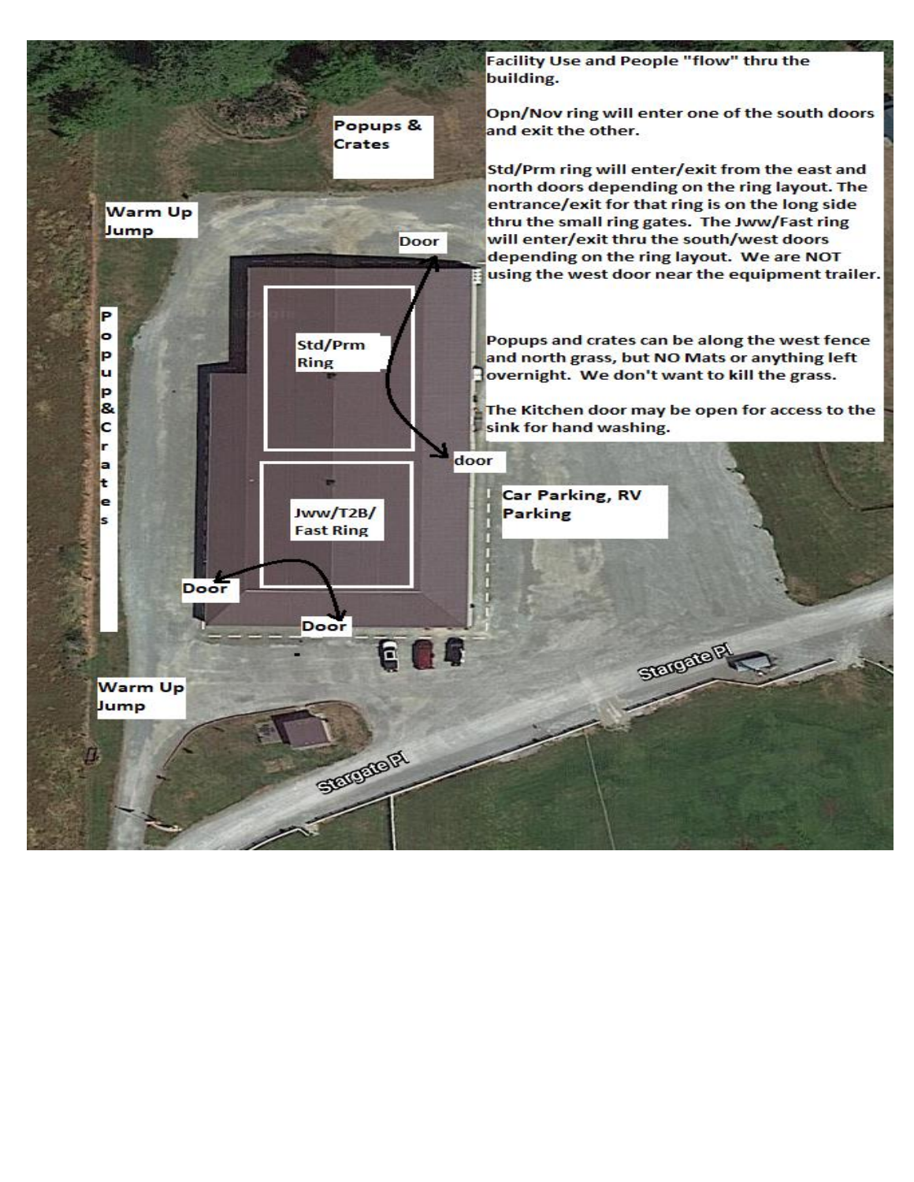Facility Use and People "flow" thru the building.

Opn/Nov ring will enter one of the south doors and exit the other.

Std/Prm ring will enter/exit from the east and north doors depending on the ring layout. The entrance/exit for that ring is on the long side thru the small ring gates. The Jww/Fast ring will enter/exit thru the south/west doors depending on the ring layout. We are NOT using the west door near the equipment trailer.

Popups and crates can be along the west fence and north grass, but NO Mats or anything left overnight. We don't want to kill the grass.

The Kitchen door may be open for access to the sink for hand washing.

Popups & Crates

Warm Up Jump

Door

Std/Prm Ring

door

Jww/T2B/ Fast Ring

Car Parking, RV Parking

Door

Door

Popup & Crates

Warm Up Jump

Stargate Pl

Stargate Pl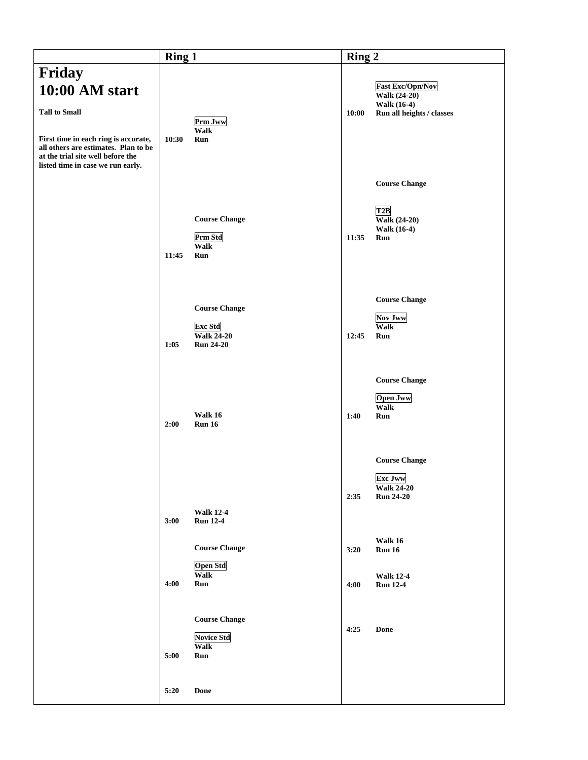| | Ring 1 | Ring 2 |
|---|---|---|
| **Friday**<br>**10:00 AM start**<br><br>**Tall to Small**<br><br>**First time in each ring is accurate, all others are estimates. Plan to be at the trial site well before the listed time in case we run early.** | **Prm Jww**<br>**Walk**<br>**10:30 Run**<br><br>**Course Change**<br><br>**Prm Std**<br>**Walk**<br>**11:45 Run**<br><br>**Course Change**<br><br>**Exc Std**<br>**Walk 24-20**<br>**1:05 Run 24-20**<br><br>**Walk 16**<br>**2:00 Run 16**<br><br>**Walk 12-4**<br>**3:00 Run 12-4**<br><br>**Course Change**<br><br>**Open Std**<br>**Walk**<br>**4:00 Run**<br><br>**Course Change**<br><br>**Novice Std**<br>**Walk**<br>**5:00 Run**<br><br>**5:20 Done** | **Fast Exc/Opn/Nov**<br>**Walk (24-20)**<br>**Walk (16-4)**<br>**10:00 Run all heights / classes**<br><br>**Course Change**<br><br>**T2B**<br>**Walk (24-20)**<br>**Walk (16-4)**<br>**11:35 Run**<br><br>**Course Change**<br><br>**Nov Jww**<br>**Walk**<br>**12:45 Run**<br><br>**Course Change**<br><br>**Open Jww**<br>**Walk**<br>**1:40 Run**<br><br>**Course Change**<br><br>**Exc Jww**<br>**Walk 24-20**<br>**2:35 Run 24-20**<br><br>**Walk 16**<br>**3:20 Run 16**<br><br>**Walk 12-4**<br>**4:00 Run 12-4**<br><br>**4:25 Done** |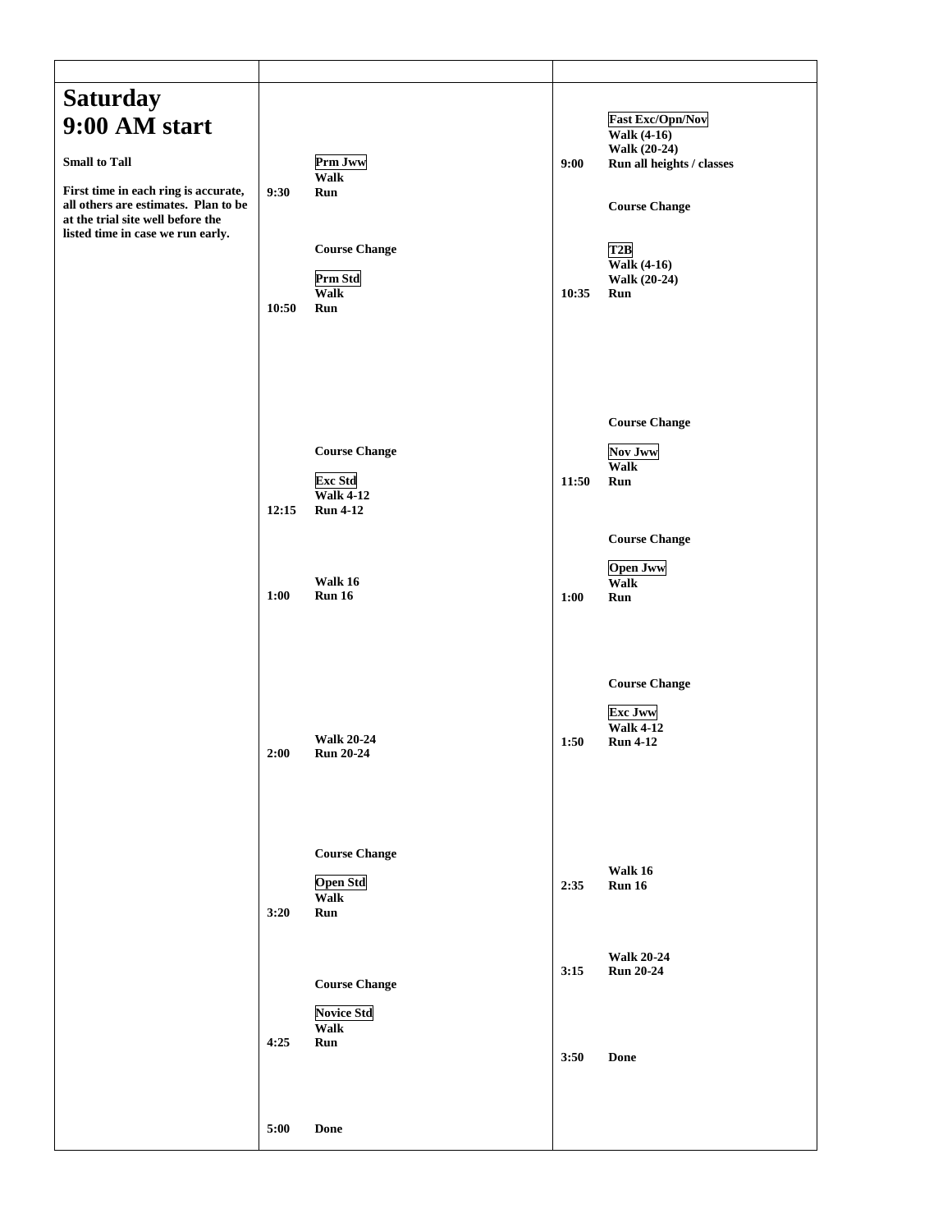| | | |
|---|---|---|
| **Saturday 9:00 AM start**<br><br>**Small to Tall**<br><br>**First time in each ring is accurate, all others are estimates. Plan to be at the trial site well before the listed time in case we run early.** | **Prm Jww**<br>**Walk**<br>**9:30 Run**<br><br>**Course Change**<br><br>**Prm Std**<br>**Walk**<br>**10:50 Run**<br><br>**Course Change**<br><br>**Exc Std**<br>**Walk 4-12**<br>**12:15 Run 4-12**<br><br>**Walk 16**<br>**1:00 Run 16**<br><br>**Walk 20-24**<br>**2:00 Run 20-24**<br><br>**Course Change**<br><br>**Open Std**<br>**Walk**<br>**3:20 Run**<br><br>**Course Change**<br><br>**Novice Std**<br>**Walk**<br>**4:25 Run**<br><br>**5:00 Done** | **Fast Exc/Opn/Nov**<br>**Walk (4-16)**<br>**Walk (20-24)**<br>**9:00 Run all heights / classes**<br><br>**Course Change**<br><br>**T2B**<br>**Walk (4-16)**<br>**Walk (20-24)**<br>**10:35 Run**<br><br>**Course Change**<br><br>**Nov Jww**<br>**Walk**<br>**11:50 Run**<br><br>**Course Change**<br><br>**Open Jww**<br>**Walk**<br>**1:00 Run**<br><br>**Course Change**<br><br>**Exc Jww**<br>**Walk 4-12**<br>**1:50 Run 4-12**<br><br>**Walk 16**<br>**2:35 Run 16**<br><br>**Walk 20-24**<br>**3:15 Run 20-24**<br><br>**3:50 Done** |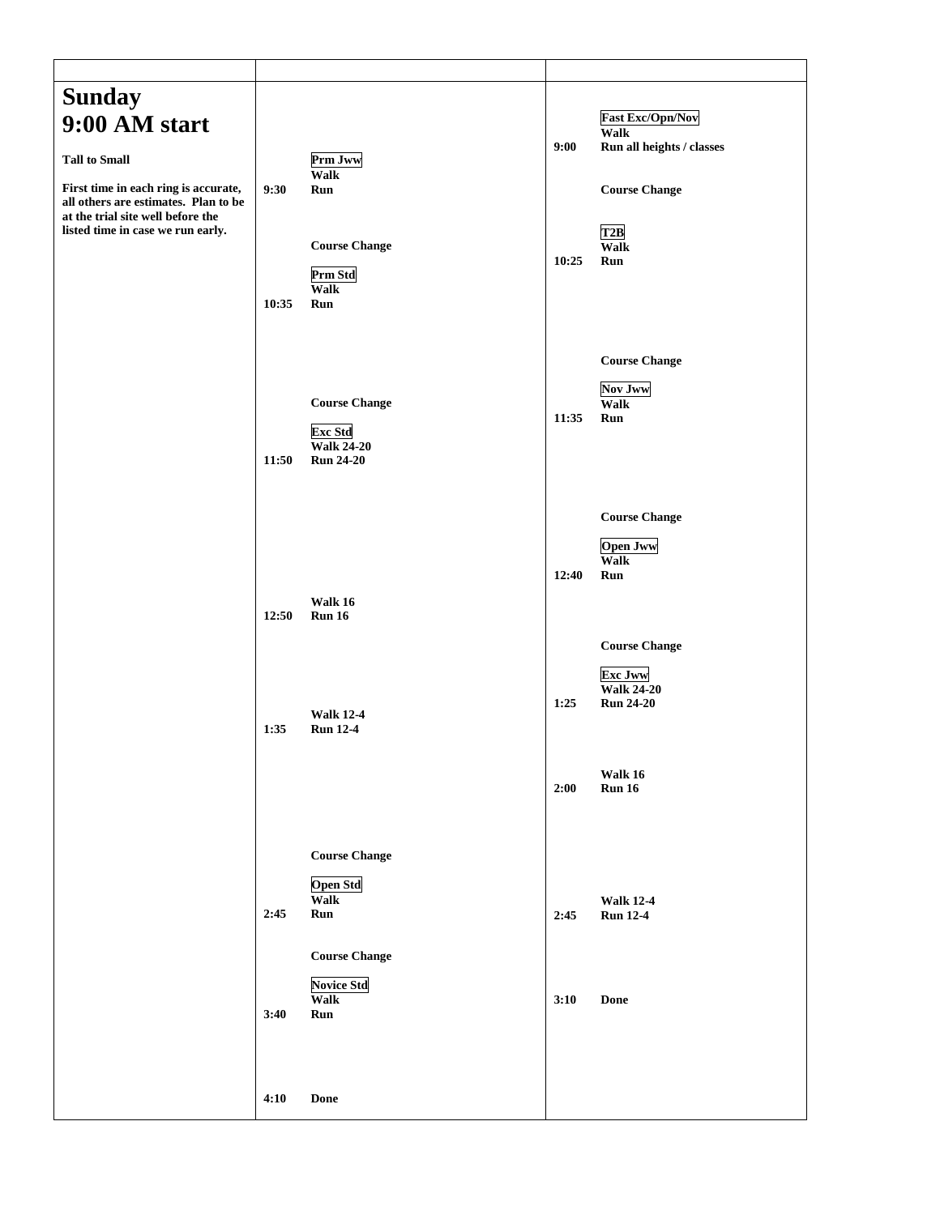# Sunday
# 9:00 AM start

**Tall to Small**

**First time in each ring is accurate, all others are estimates. Plan to be at the trial site well before the listed time in case we run early.**

| Time | Ring 1 | Time | Ring 2 |
|---|---|---|---|
| | | | **Fast Exc/Opn/Nov** |
| | | | **Walk** |
| | | **9:00** | **Run all heights / classes** |
| | **Prm Jww** | | |
| | **Walk** | | |
| **9:30** | **Run** | | **Course Change** |
| | | | **T2B** |
| | **Course Change** | | **Walk** |
| | | **10:25** | **Run** |
| | **Prm Std** | | |
| | **Walk** | | |
| **10:35** | **Run** | | |
| | | | **Course Change** |
| | | | **Nov Jww** |
| | **Course Change** | | **Walk** |
| | | **11:35** | **Run** |
| | **Exc Std** | | |
| | **Walk 24-20** | | |
| **11:50** | **Run 24-20** | | |
| | | | **Course Change** |
| | | | **Open Jww** |
| | | | **Walk** |
| | | **12:40** | **Run** |
| | **Walk 16** | | |
| **12:50** | **Run 16** | | |
| | | | **Course Change** |
| | | | **Exc Jww** |
| | | | **Walk 24-20** |
| | | **1:25** | **Run 24-20** |
| | **Walk 12-4** | | |
| **1:35** | **Run 12-4** | | |
| | | | **Walk 16** |
| | | **2:00** | **Run 16** |
| | **Course Change** | | |
| | **Open Std** | | |
| | **Walk** | | **Walk 12-4** |
| **2:45** | **Run** | **2:45** | **Run 12-4** |
| | **Course Change** | | |
| | **Novice Std** | | |
| | **Walk** | **3:10** | **Done** |
| **3:40** | **Run** | | |
| **4:10** | **Done** | | |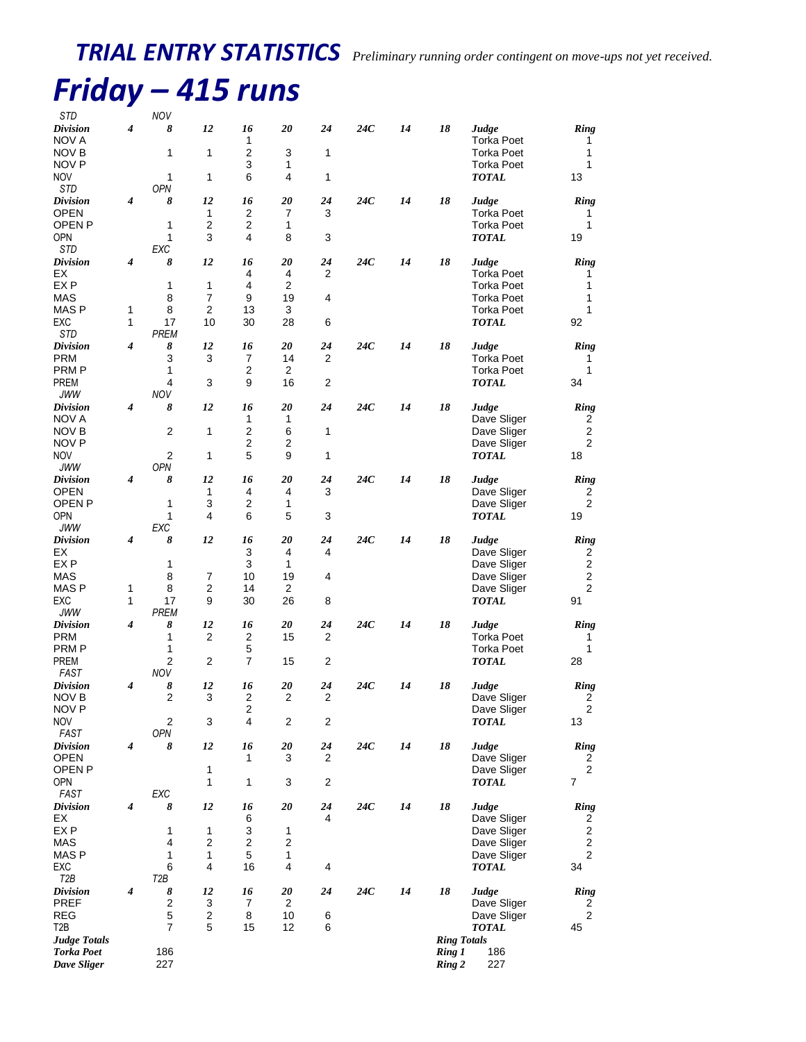# TRIAL ENTRY STATISTICS *Preliminary running order contingent on move-ups not yet received.*

# Friday – 415 runs

| STD | | NOV | | | | | | | | | |
|---|---|---|---|---|---|---|---|---|---|---|---|
| **Division** | **4** | **8** | **12** | **16** | **20** | **24** | **24C** | **14** | **18** | **Judge** | **Ring** |
| NOV A | | | | 1 | | | | | | Torka Poet | 1 |
| NOV B | | 1 | 1 | 2 | 3 | 1 | | | | Torka Poet | 1 |
| NOV P | | | | 3 | 1 | | | | | Torka Poet | 1 |
| NOV | | 1 | 1 | 6 | 4 | 1 | | | | **TOTAL** | 13 |

| STD | | OPN | | | | | | | | | |
|---|---|---|---|---|---|---|---|---|---|---|---|
| **Division** | **4** | **8** | **12** | **16** | **20** | **24** | **24C** | **14** | **18** | **Judge** | **Ring** |
| OPEN | | | 1 | 2 | 7 | 3 | | | | Torka Poet | 1 |
| OPEN P | | 1 | 2 | 2 | 1 | | | | | Torka Poet | 1 |
| OPN | | 1 | 3 | 4 | 8 | 3 | | | | **TOTAL** | 19 |

| STD | | EXC | | | | | | | | | |
|---|---|---|---|---|---|---|---|---|---|---|---|
| **Division** | **4** | **8** | **12** | **16** | **20** | **24** | **24C** | **14** | **18** | **Judge** | **Ring** |
| EX | | | | 4 | 4 | 2 | | | | Torka Poet | 1 |
| EX P | | 1 | 1 | 4 | 2 | | | | | Torka Poet | 1 |
| MAS | | 8 | 7 | 9 | 19 | 4 | | | | Torka Poet | 1 |
| MAS P | 1 | 8 | 2 | 13 | 3 | | | | | Torka Poet | 1 |
| EXC | 1 | 17 | 10 | 30 | 28 | 6 | | | | **TOTAL** | 92 |

| STD | | PREM | | | | | | | | | |
|---|---|---|---|---|---|---|---|---|---|---|---|
| **Division** | **4** | **8** | **12** | **16** | **20** | **24** | **24C** | **14** | **18** | **Judge** | **Ring** |
| PRM | | 3 | 3 | 7 | 14 | 2 | | | | Torka Poet | 1 |
| PRM P | | 1 | | 2 | 2 | | | | | Torka Poet | 1 |
| PREM | | 4 | 3 | 9 | 16 | 2 | | | | **TOTAL** | 34 |

| JWW | | NOV | | | | | | | | | |
|---|---|---|---|---|---|---|---|---|---|---|---|
| **Division** | **4** | **8** | **12** | **16** | **20** | **24** | **24C** | **14** | **18** | **Judge** | **Ring** |
| NOV A | | | | 1 | 1 | | | | | Dave Sliger | 2 |
| NOV B | | 2 | 1 | 2 | 6 | 1 | | | | Dave Sliger | 2 |
| NOV P | | | | 2 | 2 | | | | | Dave Sliger | 2 |
| NOV | | 2 | 1 | 5 | 9 | 1 | | | | **TOTAL** | 18 |

| JWW | | OPN | | | | | | | | | |
|---|---|---|---|---|---|---|---|---|---|---|---|
| **Division** | **4** | **8** | **12** | **16** | **20** | **24** | **24C** | **14** | **18** | **Judge** | **Ring** |
| OPEN | | | 1 | 4 | 4 | 3 | | | | Dave Sliger | 2 |
| OPEN P | | 1 | 3 | 2 | 1 | | | | | Dave Sliger | 2 |
| OPN | | 1 | 4 | 6 | 5 | 3 | | | | **TOTAL** | 19 |

| JWW | | EXC | | | | | | | | | |
|---|---|---|---|---|---|---|---|---|---|---|---|
| **Division** | **4** | **8** | **12** | **16** | **20** | **24** | **24C** | **14** | **18** | **Judge** | **Ring** |
| EX | | | | 3 | 4 | 4 | | | | Dave Sliger | 2 |
| EX P | | 1 | | 3 | 1 | | | | | Dave Sliger | 2 |
| MAS | | 8 | 7 | 10 | 19 | 4 | | | | Dave Sliger | 2 |
| MAS P | 1 | 8 | 2 | 14 | 2 | | | | | Dave Sliger | 2 |
| EXC | 1 | 17 | 9 | 30 | 26 | 8 | | | | **TOTAL** | 91 |

| JWW | | PREM | | | | | | | | | |
|---|---|---|---|---|---|---|---|---|---|---|---|
| **Division** | **4** | **8** | **12** | **16** | **20** | **24** | **24C** | **14** | **18** | **Judge** | **Ring** |
| PRM | | 1 | 2 | 2 | 15 | 2 | | | | Torka Poet | 1 |
| PRM P | | 1 | | 5 | | | | | | Torka Poet | 1 |
| PREM | | 2 | 2 | 7 | 15 | 2 | | | | **TOTAL** | 28 |

| FAST | | NOV | | | | | | | | | |
|---|---|---|---|---|---|---|---|---|---|---|---|
| **Division** | **4** | **8** | **12** | **16** | **20** | **24** | **24C** | **14** | **18** | **Judge** | **Ring** |
| NOV B | | 2 | 3 | 2 | 2 | 2 | | | | Dave Sliger | 2 |
| NOV P | | | | 2 | | | | | | Dave Sliger | 2 |
| NOV | | 2 | 3 | 4 | 2 | 2 | | | | **TOTAL** | 13 |

| FAST | | OPN | | | | | | | | | |
|---|---|---|---|---|---|---|---|---|---|---|---|
| **Division** | **4** | **8** | **12** | **16** | **20** | **24** | **24C** | **14** | **18** | **Judge** | **Ring** |
| OPEN | | | | 1 | 3 | 2 | | | | Dave Sliger | 2 |
| OPEN P | | | 1 | | | | | | | Dave Sliger | 2 |
| OPN | | | 1 | 1 | 3 | 2 | | | | **TOTAL** | 7 |

| FAST | | EXC | | | | | | | | | |
|---|---|---|---|---|---|---|---|---|---|---|---|
| **Division** | **4** | **8** | **12** | **16** | **20** | **24** | **24C** | **14** | **18** | **Judge** | **Ring** |
| EX | | | | 6 | | 4 | | | | Dave Sliger | 2 |
| EX P | | 1 | 1 | 3 | 1 | | | | | Dave Sliger | 2 |
| MAS | | 4 | 2 | 2 | 2 | | | | | Dave Sliger | 2 |
| MAS P | | 1 | 1 | 5 | 1 | | | | | Dave Sliger | 2 |
| EXC | | 6 | 4 | 16 | 4 | 4 | | | | **TOTAL** | 34 |

| T2B | | T2B | | | | | | | | | |
|---|---|---|---|---|---|---|---|---|---|---|---|
| **Division** | **4** | **8** | **12** | **16** | **20** | **24** | **24C** | **14** | **18** | **Judge** | **Ring** |
| PREF | | 2 | 3 | 7 | 2 | | | | | Dave Sliger | 2 |
| REG | | 5 | 2 | 8 | 10 | 6 | | | | Dave Sliger | 2 |
| T2B | | 7 | 5 | 15 | 12 | 6 | | | | **TOTAL** | 45 |

| **Judge Totals** | | **Ring Totals** | |
|---|---|---|---|
| **Torka Poet** | 186 | **Ring 1** | 186 |
| **Dave Sliger** | 227 | **Ring 2** | 227 |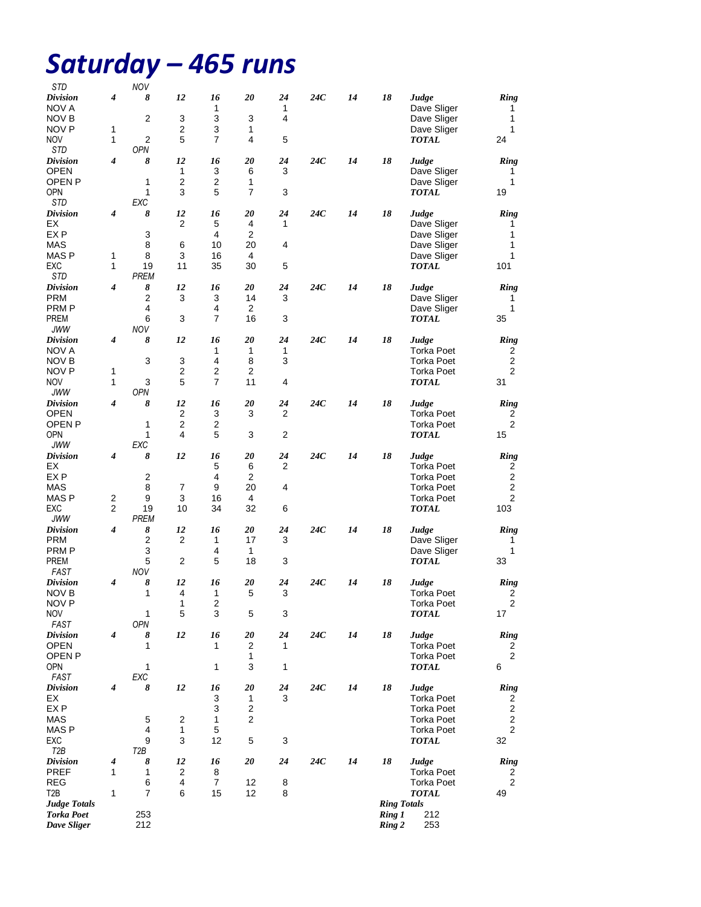# Saturday – 465 runs

| STD | | NOV | | | | | | | | | | |
|---|---|---|---|---|---|---|---|---|---|---|---|---|
| **Division** | **4** | **8** | **12** | **16** | **20** | **24** | **24C** | **14** | **18** | **Judge** | **Ring** |
| NOV A | | | | 1 | | 1 | | | | Dave Sliger | 1 |
| NOV B | | 2 | 3 | 3 | 3 | 4 | | | | Dave Sliger | 1 |
| NOV P | 1 | | 2 | 3 | 1 | | | | | Dave Sliger | 1 |
| NOV | 1 | 2 | 5 | 7 | 4 | 5 | | | | **TOTAL** | 24 |

| STD | | OPN | | | | | | | | | |
|---|---|---|---|---|---|---|---|---|---|---|---|
| **Division** | **4** | **8** | **12** | **16** | **20** | **24** | **24C** | **14** | **18** | **Judge** | **Ring** |
| OPEN | | | 1 | 3 | 6 | 3 | | | | Dave Sliger | 1 |
| OPEN P | | 1 | 2 | 2 | 1 | | | | | Dave Sliger | 1 |
| OPN | | 1 | 3 | 5 | 7 | 3 | | | | **TOTAL** | 19 |

| STD | | EXC | | | | | | | | | |
|---|---|---|---|---|---|---|---|---|---|---|---|
| **Division** | **4** | **8** | **12** | **16** | **20** | **24** | **24C** | **14** | **18** | **Judge** | **Ring** |
| EX | | | 2 | 5 | 4 | 1 | | | | Dave Sliger | 1 |
| EX P | | 3 | | 4 | 2 | | | | | Dave Sliger | 1 |
| MAS | | 8 | 6 | 10 | 20 | 4 | | | | Dave Sliger | 1 |
| MAS P | 1 | 8 | 3 | 16 | 4 | | | | | Dave Sliger | 1 |
| EXC | 1 | 19 | 11 | 35 | 30 | 5 | | | | **TOTAL** | 101 |

| STD | | PREM | | | | | | | | | |
|---|---|---|---|---|---|---|---|---|---|---|---|
| **Division** | **4** | **8** | **12** | **16** | **20** | **24** | **24C** | **14** | **18** | **Judge** | **Ring** |
| PRM | | 2 | 3 | 3 | 14 | 3 | | | | Dave Sliger | 1 |
| PRM P | | 4 | | 4 | 2 | | | | | Dave Sliger | 1 |
| PREM | | 6 | 3 | 7 | 16 | 3 | | | | **TOTAL** | 35 |

| JWW | | NOV | | | | | | | | | |
|---|---|---|---|---|---|---|---|---|---|---|---|
| **Division** | **4** | **8** | **12** | **16** | **20** | **24** | **24C** | **14** | **18** | **Judge** | **Ring** |
| NOV A | | | | 1 | 1 | 1 | | | | Torka Poet | 2 |
| NOV B | | 3 | 3 | 4 | 8 | 3 | | | | Torka Poet | 2 |
| NOV P | 1 | | 2 | 2 | 2 | | | | | Torka Poet | 2 |
| NOV | 1 | 3 | 5 | 7 | 11 | 4 | | | | **TOTAL** | 31 |

| JWW | | OPN | | | | | | | | | |
|---|---|---|---|---|---|---|---|---|---|---|---|
| **Division** | **4** | **8** | **12** | **16** | **20** | **24** | **24C** | **14** | **18** | **Judge** | **Ring** |
| OPEN | | | 2 | 3 | 3 | 2 | | | | Torka Poet | 2 |
| OPEN P | | 1 | 2 | 2 | | | | | | Torka Poet | 2 |
| OPN | | 1 | 4 | 5 | 3 | 2 | | | | **TOTAL** | 15 |

| JWW | | EXC | | | | | | | | | |
|---|---|---|---|---|---|---|---|---|---|---|---|
| **Division** | **4** | **8** | **12** | **16** | **20** | **24** | **24C** | **14** | **18** | **Judge** | **Ring** |
| EX | | | | 5 | 6 | 2 | | | | Torka Poet | 2 |
| EX P | | 2 | | 4 | 2 | | | | | Torka Poet | 2 |
| MAS | | 8 | 7 | 9 | 20 | 4 | | | | Torka Poet | 2 |
| MAS P | 2 | 9 | 3 | 16 | 4 | | | | | Torka Poet | 2 |
| EXC | 2 | 19 | 10 | 34 | 32 | 6 | | | | **TOTAL** | 103 |

| JWW | | PREM | | | | | | | | | |
|---|---|---|---|---|---|---|---|---|---|---|---|
| **Division** | **4** | **8** | **12** | **16** | **20** | **24** | **24C** | **14** | **18** | **Judge** | **Ring** |
| PRM | | 2 | 2 | 1 | 17 | 3 | | | | Dave Sliger | 1 |
| PRM P | | 3 | | 4 | 1 | | | | | Dave Sliger | 1 |
| PREM | | 5 | 2 | 5 | 18 | 3 | | | | **TOTAL** | 33 |

| FAST | | NOV | | | | | | | | | |
|---|---|---|---|---|---|---|---|---|---|---|---|
| **Division** | **4** | **8** | **12** | **16** | **20** | **24** | **24C** | **14** | **18** | **Judge** | **Ring** |
| NOV B | | 1 | 4 | 1 | 5 | 3 | | | | Torka Poet | 2 |
| NOV P | | | 1 | 2 | | | | | | Torka Poet | 2 |
| NOV | | 1 | 5 | 3 | 5 | 3 | | | | **TOTAL** | 17 |

| FAST | | OPN | | | | | | | | | |
|---|---|---|---|---|---|---|---|---|---|---|---|
| **Division** | **4** | **8** | **12** | **16** | **20** | **24** | **24C** | **14** | **18** | **Judge** | **Ring** |
| OPEN | | 1 | | 1 | 2 | 1 | | | | Torka Poet | 2 |
| OPEN P | | | | | 1 | | | | | Torka Poet | 2 |
| OPN | | 1 | | 1 | 3 | 1 | | | | **TOTAL** | 6 |

| FAST | | EXC | | | | | | | | | |
|---|---|---|---|---|---|---|---|---|---|---|---|
| **Division** | **4** | **8** | **12** | **16** | **20** | **24** | **24C** | **14** | **18** | **Judge** | **Ring** |
| EX | | | | 3 | 1 | 3 | | | | Torka Poet | 2 |
| EX P | | | | 3 | 2 | | | | | Torka Poet | 2 |
| MAS | | 5 | 2 | 1 | 2 | | | | | Torka Poet | 2 |
| MAS P | | 4 | 1 | 5 | | | | | | Torka Poet | 2 |
| EXC | | 9 | 3 | 12 | 5 | 3 | | | | **TOTAL** | 32 |

| T2B | | T2B | | | | | | | | | |
|---|---|---|---|---|---|---|---|---|---|---|---|
| **Division** | **4** | **8** | **12** | **16** | **20** | **24** | **24C** | **14** | **18** | **Judge** | **Ring** |
| PREF | 1 | 1 | 2 | 8 | | | | | | Torka Poet | 2 |
| REG | | 6 | 4 | 7 | 12 | 8 | | | | Torka Poet | 2 |
| T2B | 1 | 7 | 6 | 15 | 12 | 8 | | | | **TOTAL** | 49 |

| ***Judge Totals*** | |
|---|---|
| ***Torka Poet*** | 253 |
| ***Dave Sliger*** | 212 |

| ***Ring Totals*** | |
|---|---|
| ***Ring 1*** | 212 |
| ***Ring 2*** | 253 |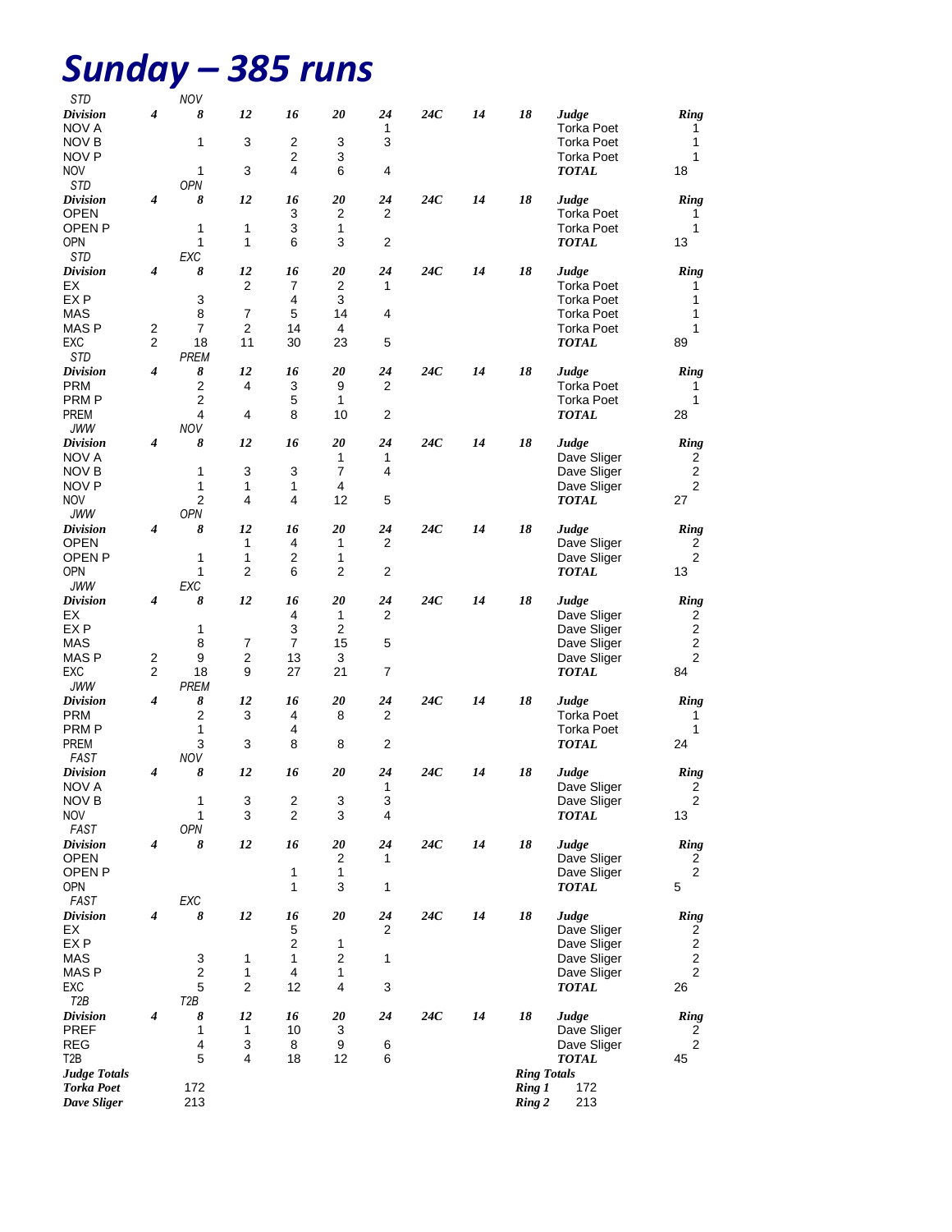# Sunday – 385 runs

| STD | | NOV | | | | | | | | | |
|---|---|---|---|---|---|---|---|---|---|---|---|
| ***Division*** | ***4*** | ***8*** | ***12*** | ***16*** | ***20*** | ***24*** | ***24C*** | ***14*** | ***18*** | ***Judge*** | ***Ring*** |
| NOV A | | | | | | 1 | | | | Torka Poet | 1 |
| NOV B | | 1 | 3 | 2 | 3 | 3 | | | | Torka Poet | 1 |
| NOV P | | | | 2 | 3 | | | | | Torka Poet | 1 |
| NOV | | 1 | 3 | 4 | 6 | 4 | | | | ***TOTAL*** | 18 |

| STD | | OPN | | | | | | | | | |
|---|---|---|---|---|---|---|---|---|---|---|---|
| ***Division*** | ***4*** | ***8*** | ***12*** | ***16*** | ***20*** | ***24*** | ***24C*** | ***14*** | ***18*** | ***Judge*** | ***Ring*** |
| OPEN | | | | 3 | 2 | 2 | | | | Torka Poet | 1 |
| OPEN P | | 1 | 1 | 3 | 1 | | | | | Torka Poet | 1 |
| OPN | | 1 | 1 | 6 | 3 | 2 | | | | ***TOTAL*** | 13 |

| STD | | EXC | | | | | | | | | |
|---|---|---|---|---|---|---|---|---|---|---|---|
| ***Division*** | ***4*** | ***8*** | ***12*** | ***16*** | ***20*** | ***24*** | ***24C*** | ***14*** | ***18*** | ***Judge*** | ***Ring*** |
| EX | | | 2 | 7 | 2 | 1 | | | | Torka Poet | 1 |
| EX P | | 3 | | 4 | 3 | | | | | Torka Poet | 1 |
| MAS | | 8 | 7 | 5 | 14 | 4 | | | | Torka Poet | 1 |
| MAS P | 2 | 7 | 2 | 14 | 4 | | | | | Torka Poet | 1 |
| EXC | 2 | 18 | 11 | 30 | 23 | 5 | | | | ***TOTAL*** | 89 |

| STD | | PREM | | | | | | | | | |
|---|---|---|---|---|---|---|---|---|---|---|---|
| ***Division*** | ***4*** | ***8*** | ***12*** | ***16*** | ***20*** | ***24*** | ***24C*** | ***14*** | ***18*** | ***Judge*** | ***Ring*** |
| PRM | | 2 | 4 | 3 | 9 | 2 | | | | Torka Poet | 1 |
| PRM P | | 2 | | 5 | 1 | | | | | Torka Poet | 1 |
| PREM | | 4 | 4 | 8 | 10 | 2 | | | | ***TOTAL*** | 28 |

| JWW | | NOV | | | | | | | | | |
|---|---|---|---|---|---|---|---|---|---|---|---|
| ***Division*** | ***4*** | ***8*** | ***12*** | ***16*** | ***20*** | ***24*** | ***24C*** | ***14*** | ***18*** | ***Judge*** | ***Ring*** |
| NOV A | | | | | 1 | 1 | | | | Dave Sliger | 2 |
| NOV B | | 1 | 3 | 3 | 7 | 4 | | | | Dave Sliger | 2 |
| NOV P | | 1 | 1 | 1 | 4 | | | | | Dave Sliger | 2 |
| NOV | | 2 | 4 | 4 | 12 | 5 | | | | ***TOTAL*** | 27 |

| JWW | | OPN | | | | | | | | | |
|---|---|---|---|---|---|---|---|---|---|---|---|
| ***Division*** | ***4*** | ***8*** | ***12*** | ***16*** | ***20*** | ***24*** | ***24C*** | ***14*** | ***18*** | ***Judge*** | ***Ring*** |
| OPEN | | | 1 | 4 | 1 | 2 | | | | Dave Sliger | 2 |
| OPEN P | | 1 | 1 | 2 | 1 | | | | | Dave Sliger | 2 |
| OPN | | 1 | 2 | 6 | 2 | 2 | | | | ***TOTAL*** | 13 |

| JWW | | EXC | | | | | | | | | |
|---|---|---|---|---|---|---|---|---|---|---|---|
| ***Division*** | ***4*** | ***8*** | ***12*** | ***16*** | ***20*** | ***24*** | ***24C*** | ***14*** | ***18*** | ***Judge*** | ***Ring*** |
| EX | | | | 4 | 1 | 2 | | | | Dave Sliger | 2 |
| EX P | | 1 | | 3 | 2 | | | | | Dave Sliger | 2 |
| MAS | | 8 | 7 | 7 | 15 | 5 | | | | Dave Sliger | 2 |
| MAS P | 2 | 9 | 2 | 13 | 3 | | | | | Dave Sliger | 2 |
| EXC | 2 | 18 | 9 | 27 | 21 | 7 | | | | ***TOTAL*** | 84 |

| JWW | | PREM | | | | | | | | | |
|---|---|---|---|---|---|---|---|---|---|---|---|
| ***Division*** | ***4*** | ***8*** | ***12*** | ***16*** | ***20*** | ***24*** | ***24C*** | ***14*** | ***18*** | ***Judge*** | ***Ring*** |
| PRM | | 2 | 3 | 4 | 8 | 2 | | | | Torka Poet | 1 |
| PRM P | | 1 | | 4 | | | | | | Torka Poet | 1 |
| PREM | | 3 | 3 | 8 | 8 | 2 | | | | ***TOTAL*** | 24 |

| FAST | | NOV | | | | | | | | | |
|---|---|---|---|---|---|---|---|---|---|---|---|
| ***Division*** | ***4*** | ***8*** | ***12*** | ***16*** | ***20*** | ***24*** | ***24C*** | ***14*** | ***18*** | ***Judge*** | ***Ring*** |
| NOV A | | | | | | 1 | | | | Dave Sliger | 2 |
| NOV B | | 1 | 3 | 2 | 3 | 3 | | | | Dave Sliger | 2 |
| NOV | | 1 | 3 | 2 | 3 | 4 | | | | ***TOTAL*** | 13 |

| FAST | | OPN | | | | | | | | | |
|---|---|---|---|---|---|---|---|---|---|---|---|
| ***Division*** | ***4*** | ***8*** | ***12*** | ***16*** | ***20*** | ***24*** | ***24C*** | ***14*** | ***18*** | ***Judge*** | ***Ring*** |
| OPEN | | | | | 2 | 1 | | | | Dave Sliger | 2 |
| OPEN P | | | | 1 | 1 | | | | | Dave Sliger | 2 |
| OPN | | | | 1 | 3 | 1 | | | | ***TOTAL*** | 5 |

| FAST | | EXC | | | | | | | | | |
|---|---|---|---|---|---|---|---|---|---|---|---|
| ***Division*** | ***4*** | ***8*** | ***12*** | ***16*** | ***20*** | ***24*** | ***24C*** | ***14*** | ***18*** | ***Judge*** | ***Ring*** |
| EX | | | | 5 | | 2 | | | | Dave Sliger | 2 |
| EX P | | | | 2 | 1 | | | | | Dave Sliger | 2 |
| MAS | | 3 | 1 | 1 | 2 | 1 | | | | Dave Sliger | 2 |
| MAS P | | 2 | 1 | 4 | 1 | | | | | Dave Sliger | 2 |
| EXC | | 5 | 2 | 12 | 4 | 3 | | | | ***TOTAL*** | 26 |

| T2B | | T2B | | | | | | | | | |
|---|---|---|---|---|---|---|---|---|---|---|---|
| ***Division*** | ***4*** | ***8*** | ***12*** | ***16*** | ***20*** | ***24*** | ***24C*** | ***14*** | ***18*** | ***Judge*** | ***Ring*** |
| PREF | | 1 | 1 | 10 | 3 | | | | | Dave Sliger | 2 |
| REG | | 4 | 3 | 8 | 9 | 6 | | | | Dave Sliger | 2 |
| T2B | | 5 | 4 | 18 | 12 | 6 | | | | ***TOTAL*** | 45 |

| ***Judge Totals*** | | ***Ring Totals*** | |
|---|---|---|---|
| ***Torka Poet*** | 172 | ***Ring 1*** | 172 |
| ***Dave Sliger*** | 213 | ***Ring 2*** | 213 |